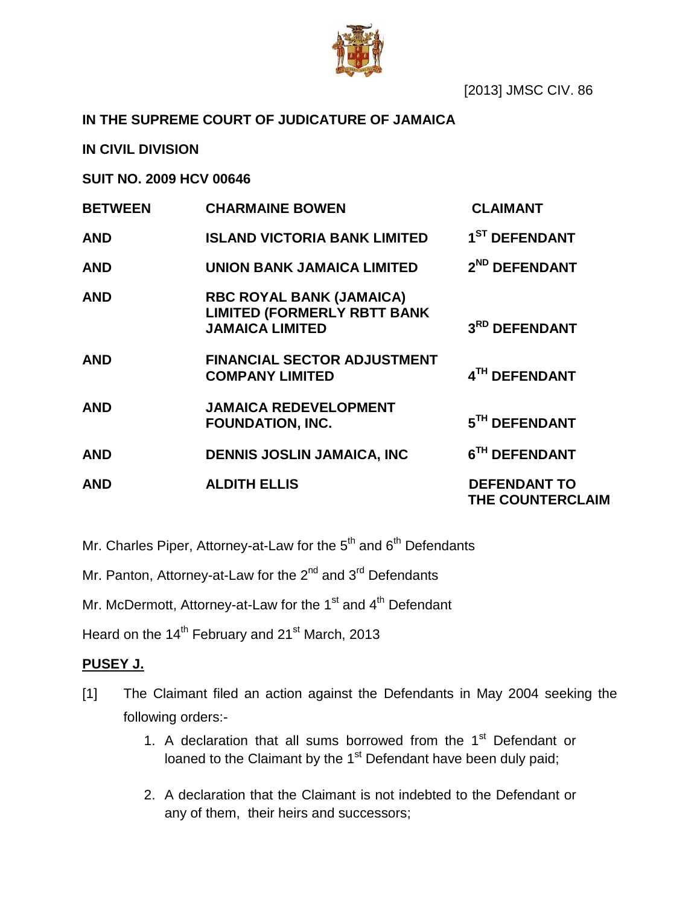[2013] JMSC CIV. 86

**IN THE SUPREME COURT OF JUDICATURE OF JAMAICA**

**IN CIVIL DIVISION**

**SUIT NO. 2009 HCV 00646**

| | | |
|---|---|---|
| **BETWEEN** | **CHARMAINE BOWEN** | **CLAIMANT** |
| **AND** | **ISLAND VICTORIA BANK LIMITED** | **1ST DEFENDANT** |
| **AND** | **UNION BANK JAMAICA LIMITED** | **2ND DEFENDANT** |
| **AND** | **RBC ROYAL BANK (JAMAICA) LIMITED (FORMERLY RBTT BANK JAMAICA LIMITED** | **3RD DEFENDANT** |
| **AND** | **FINANCIAL SECTOR ADJUSTMENT COMPANY LIMITED** | **4TH DEFENDANT** |
| **AND** | **JAMAICA REDEVELOPMENT FOUNDATION, INC.** | **5TH DEFENDANT** |
| **AND** | **DENNIS JOSLIN JAMAICA, INC** | **6TH DEFENDANT** |
| **AND** | **ALDITH ELLIS** | **DEFENDANT TO THE COUNTERCLAIM** |

Mr. Charles Piper, Attorney-at-Law for the 5th and 6th Defendants

Mr. Panton, Attorney-at-Law for the 2nd and 3rd Defendants

Mr. McDermott, Attorney-at-Law for the 1st and 4th Defendant

Heard on the 14th February and 21st March, 2013

**PUSEY J.**

[1] The Claimant filed an action against the Defendants in May 2004 seeking the following orders:-

1. A declaration that all sums borrowed from the 1st Defendant or loaned to the Claimant by the 1st Defendant have been duly paid;

2. A declaration that the Claimant is not indebted to the Defendant or any of them, their heirs and successors;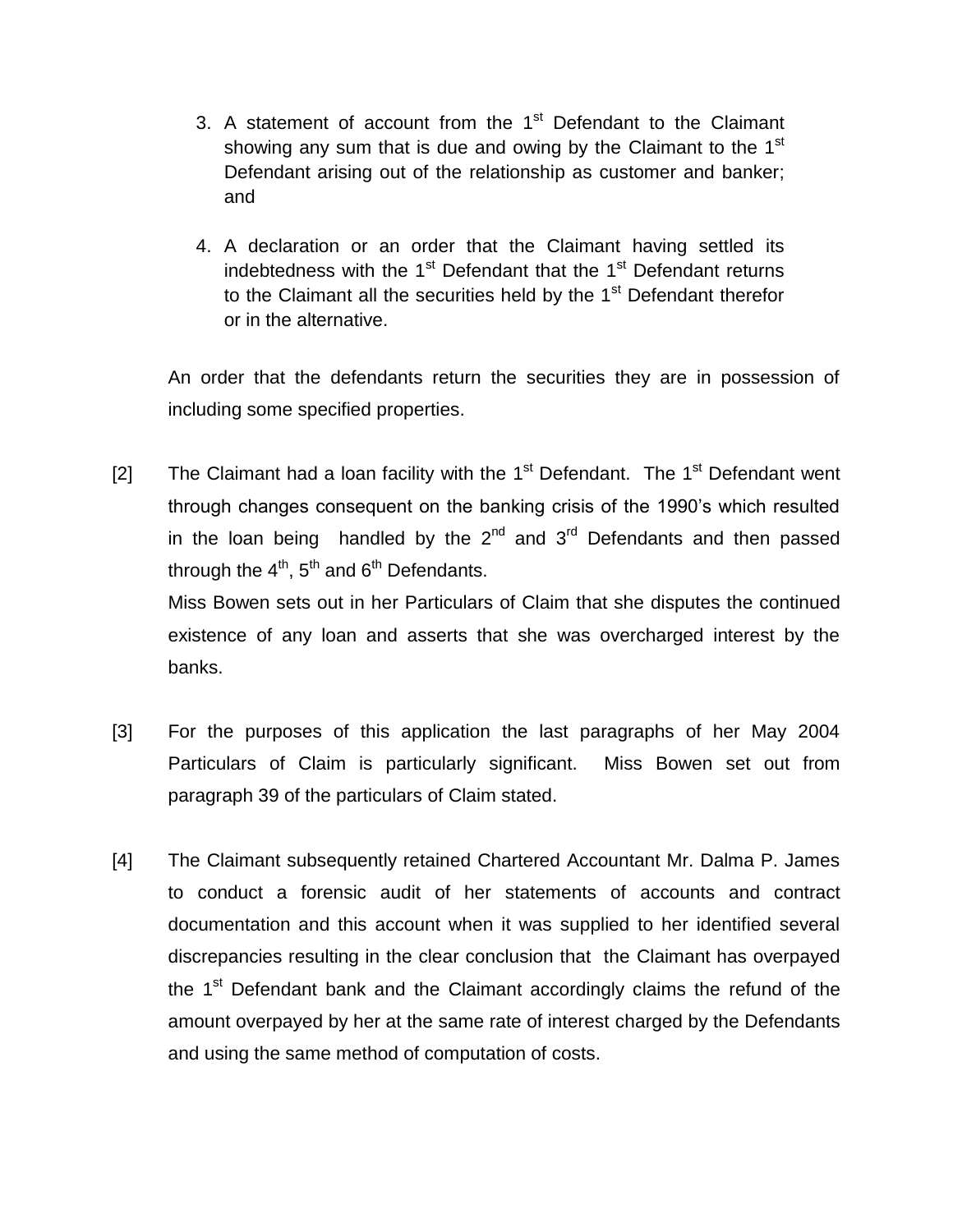3. A statement of account from the 1st Defendant to the Claimant showing any sum that is due and owing by the Claimant to the 1st Defendant arising out of the relationship as customer and banker; and

4. A declaration or an order that the Claimant having settled its indebtedness with the 1st Defendant that the 1st Defendant returns to the Claimant all the securities held by the 1st Defendant therefor or in the alternative.

An order that the defendants return the securities they are in possession of including some specified properties.

[2] The Claimant had a loan facility with the 1st Defendant. The 1st Defendant went through changes consequent on the banking crisis of the 1990's which resulted in the loan being handled by the 2nd and 3rd Defendants and then passed through the 4th, 5th and 6th Defendants.

Miss Bowen sets out in her Particulars of Claim that she disputes the continued existence of any loan and asserts that she was overcharged interest by the banks.

[3] For the purposes of this application the last paragraphs of her May 2004 Particulars of Claim is particularly significant. Miss Bowen set out from paragraph 39 of the particulars of Claim stated.

[4] The Claimant subsequently retained Chartered Accountant Mr. Dalma P. James to conduct a forensic audit of her statements of accounts and contract documentation and this account when it was supplied to her identified several discrepancies resulting in the clear conclusion that the Claimant has overpayed the 1st Defendant bank and the Claimant accordingly claims the refund of the amount overpayed by her at the same rate of interest charged by the Defendants and using the same method of computation of costs.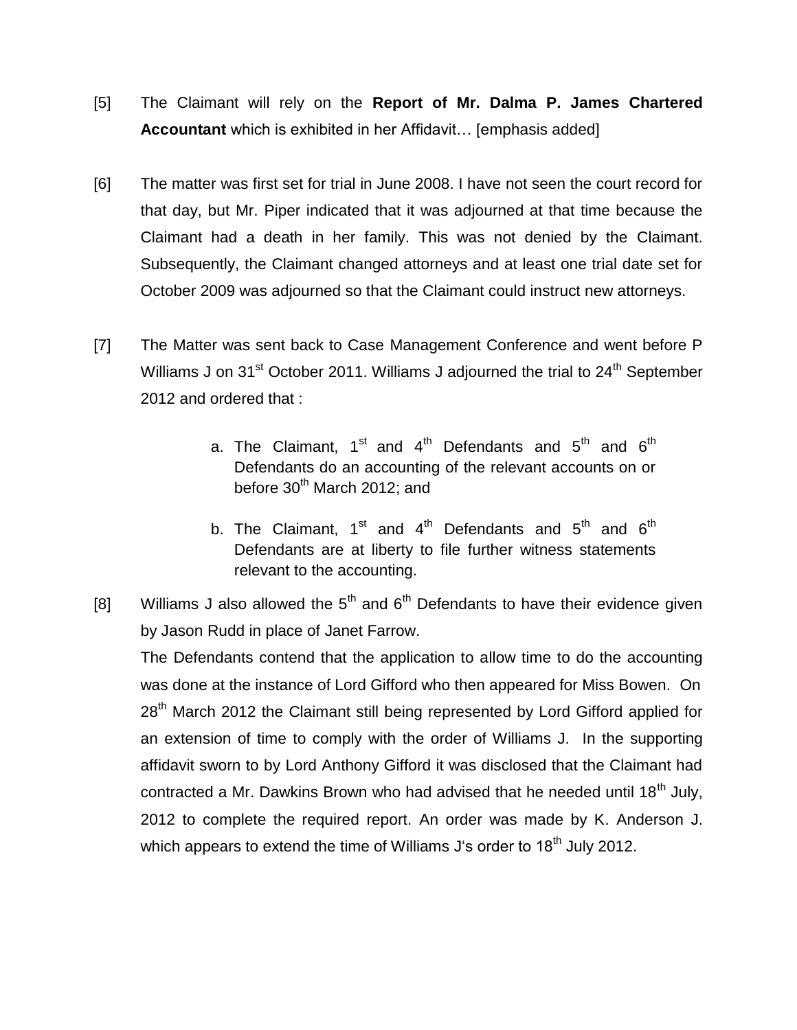[5] The Claimant will rely on the **Report of Mr. Dalma P. James Chartered Accountant** which is exhibited in her Affidavit… [emphasis added]

[6] The matter was first set for trial in June 2008. I have not seen the court record for that day, but Mr. Piper indicated that it was adjourned at that time because the Claimant had a death in her family. This was not denied by the Claimant. Subsequently, the Claimant changed attorneys and at least one trial date set for October 2009 was adjourned so that the Claimant could instruct new attorneys.

[7] The Matter was sent back to Case Management Conference and went before P Williams J on 31st October 2011. Williams J adjourned the trial to 24th September 2012 and ordered that :

a. The Claimant, 1st and 4th Defendants and 5th and 6th Defendants do an accounting of the relevant accounts on or before 30th March 2012; and

b. The Claimant, 1st and 4th Defendants and 5th and 6th Defendants are at liberty to file further witness statements relevant to the accounting.

[8] Williams J also allowed the 5th and 6th Defendants to have their evidence given by Jason Rudd in place of Janet Farrow.

The Defendants contend that the application to allow time to do the accounting was done at the instance of Lord Gifford who then appeared for Miss Bowen. On 28th March 2012 the Claimant still being represented by Lord Gifford applied for an extension of time to comply with the order of Williams J. In the supporting affidavit sworn to by Lord Anthony Gifford it was disclosed that the Claimant had contracted a Mr. Dawkins Brown who had advised that he needed until 18th July, 2012 to complete the required report. An order was made by K. Anderson J. which appears to extend the time of Williams J's order to 18th July 2012.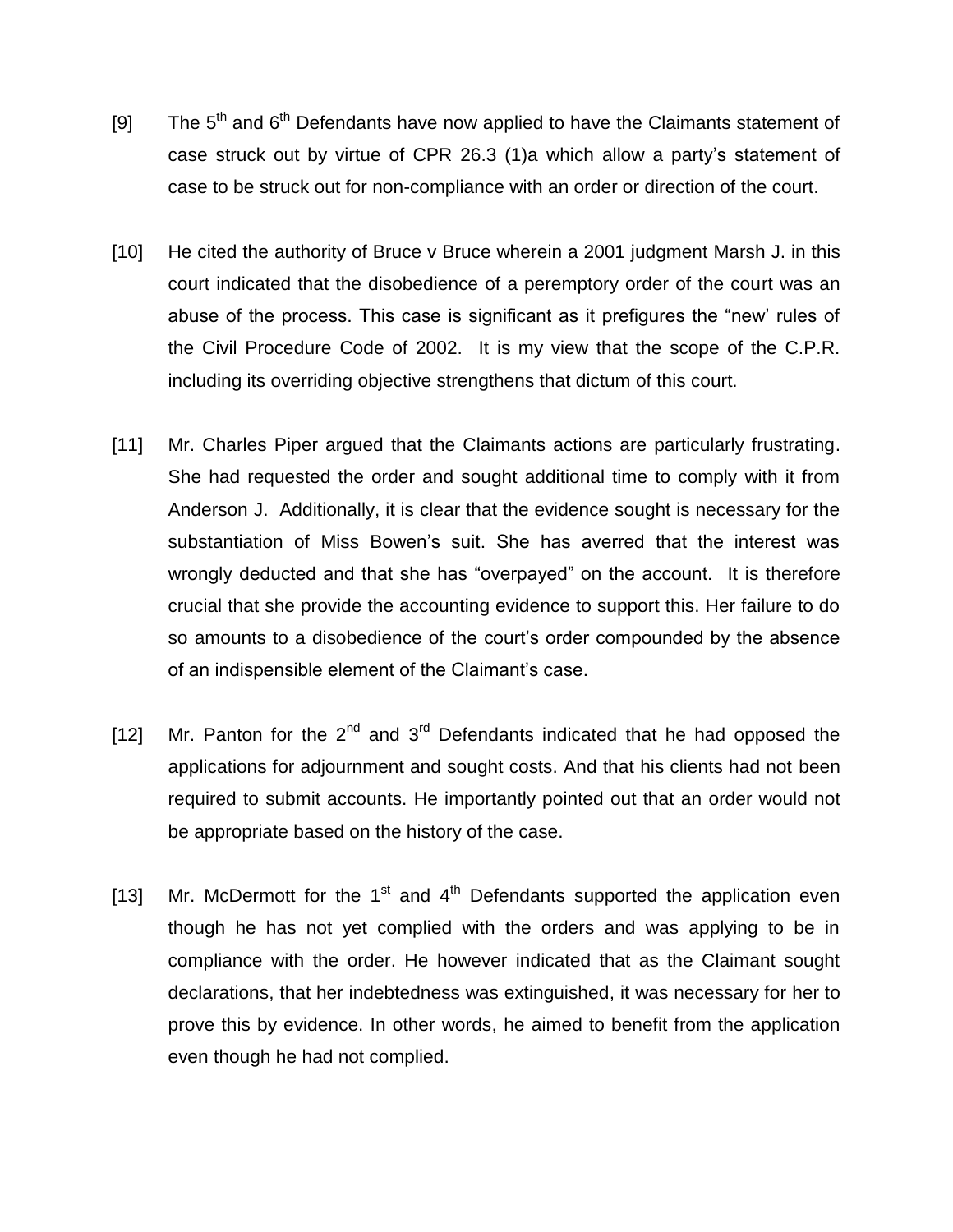[9] The 5th and 6th Defendants have now applied to have the Claimants statement of case struck out by virtue of CPR 26.3 (1)a which allow a party's statement of case to be struck out for non-compliance with an order or direction of the court.

[10] He cited the authority of Bruce v Bruce wherein a 2001 judgment Marsh J. in this court indicated that the disobedience of a peremptory order of the court was an abuse of the process. This case is significant as it prefigures the "new' rules of the Civil Procedure Code of 2002. It is my view that the scope of the C.P.R. including its overriding objective strengthens that dictum of this court.

[11] Mr. Charles Piper argued that the Claimants actions are particularly frustrating. She had requested the order and sought additional time to comply with it from Anderson J. Additionally, it is clear that the evidence sought is necessary for the substantiation of Miss Bowen's suit. She has averred that the interest was wrongly deducted and that she has "overpayed" on the account. It is therefore crucial that she provide the accounting evidence to support this. Her failure to do so amounts to a disobedience of the court's order compounded by the absence of an indispensible element of the Claimant's case.

[12] Mr. Panton for the 2nd and 3rd Defendants indicated that he had opposed the applications for adjournment and sought costs. And that his clients had not been required to submit accounts. He importantly pointed out that an order would not be appropriate based on the history of the case.

[13] Mr. McDermott for the 1st and 4th Defendants supported the application even though he has not yet complied with the orders and was applying to be in compliance with the order. He however indicated that as the Claimant sought declarations, that her indebtedness was extinguished, it was necessary for her to prove this by evidence. In other words, he aimed to benefit from the application even though he had not complied.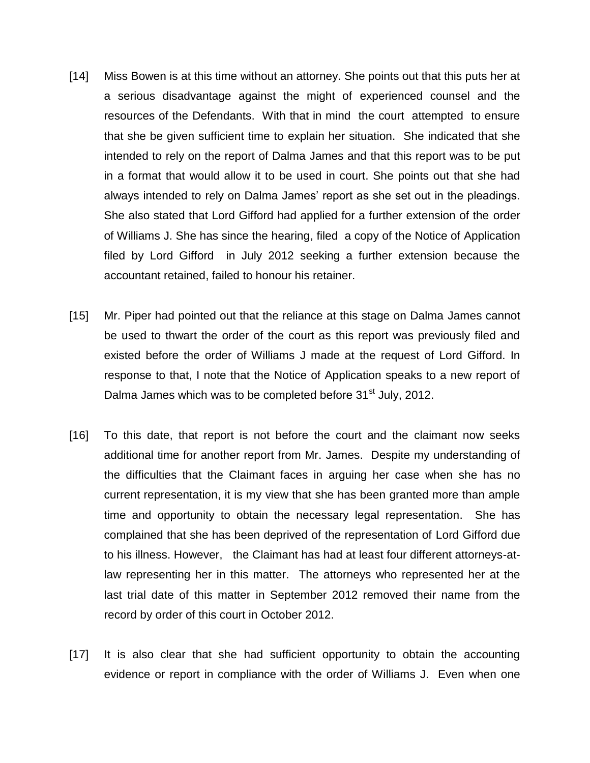[14] Miss Bowen is at this time without an attorney. She points out that this puts her at a serious disadvantage against the might of experienced counsel and the resources of the Defendants. With that in mind the court attempted to ensure that she be given sufficient time to explain her situation. She indicated that she intended to rely on the report of Dalma James and that this report was to be put in a format that would allow it to be used in court. She points out that she had always intended to rely on Dalma James' report as she set out in the pleadings. She also stated that Lord Gifford had applied for a further extension of the order of Williams J. She has since the hearing, filed a copy of the Notice of Application filed by Lord Gifford in July 2012 seeking a further extension because the accountant retained, failed to honour his retainer.

[15] Mr. Piper had pointed out that the reliance at this stage on Dalma James cannot be used to thwart the order of the court as this report was previously filed and existed before the order of Williams J made at the request of Lord Gifford. In response to that, I note that the Notice of Application speaks to a new report of Dalma James which was to be completed before 31st July, 2012.

[16] To this date, that report is not before the court and the claimant now seeks additional time for another report from Mr. James. Despite my understanding of the difficulties that the Claimant faces in arguing her case when she has no current representation, it is my view that she has been granted more than ample time and opportunity to obtain the necessary legal representation. She has complained that she has been deprived of the representation of Lord Gifford due to his illness. However, the Claimant has had at least four different attorneys-at-law representing her in this matter. The attorneys who represented her at the last trial date of this matter in September 2012 removed their name from the record by order of this court in October 2012.

[17] It is also clear that she had sufficient opportunity to obtain the accounting evidence or report in compliance with the order of Williams J. Even when one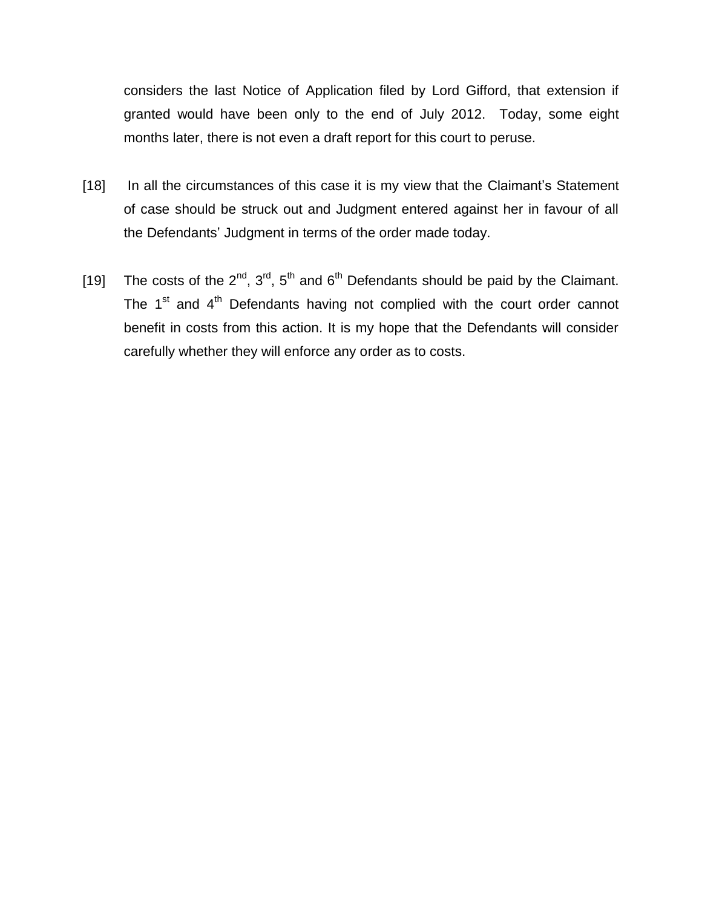considers the last Notice of Application filed by Lord Gifford, that extension if granted would have been only to the end of July 2012. Today, some eight months later, there is not even a draft report for this court to peruse.

[18] In all the circumstances of this case it is my view that the Claimant's Statement of case should be struck out and Judgment entered against her in favour of all the Defendants' Judgment in terms of the order made today.

[19] The costs of the 2nd, 3rd, 5th and 6th Defendants should be paid by the Claimant. The 1st and 4th Defendants having not complied with the court order cannot benefit in costs from this action. It is my hope that the Defendants will consider carefully whether they will enforce any order as to costs.